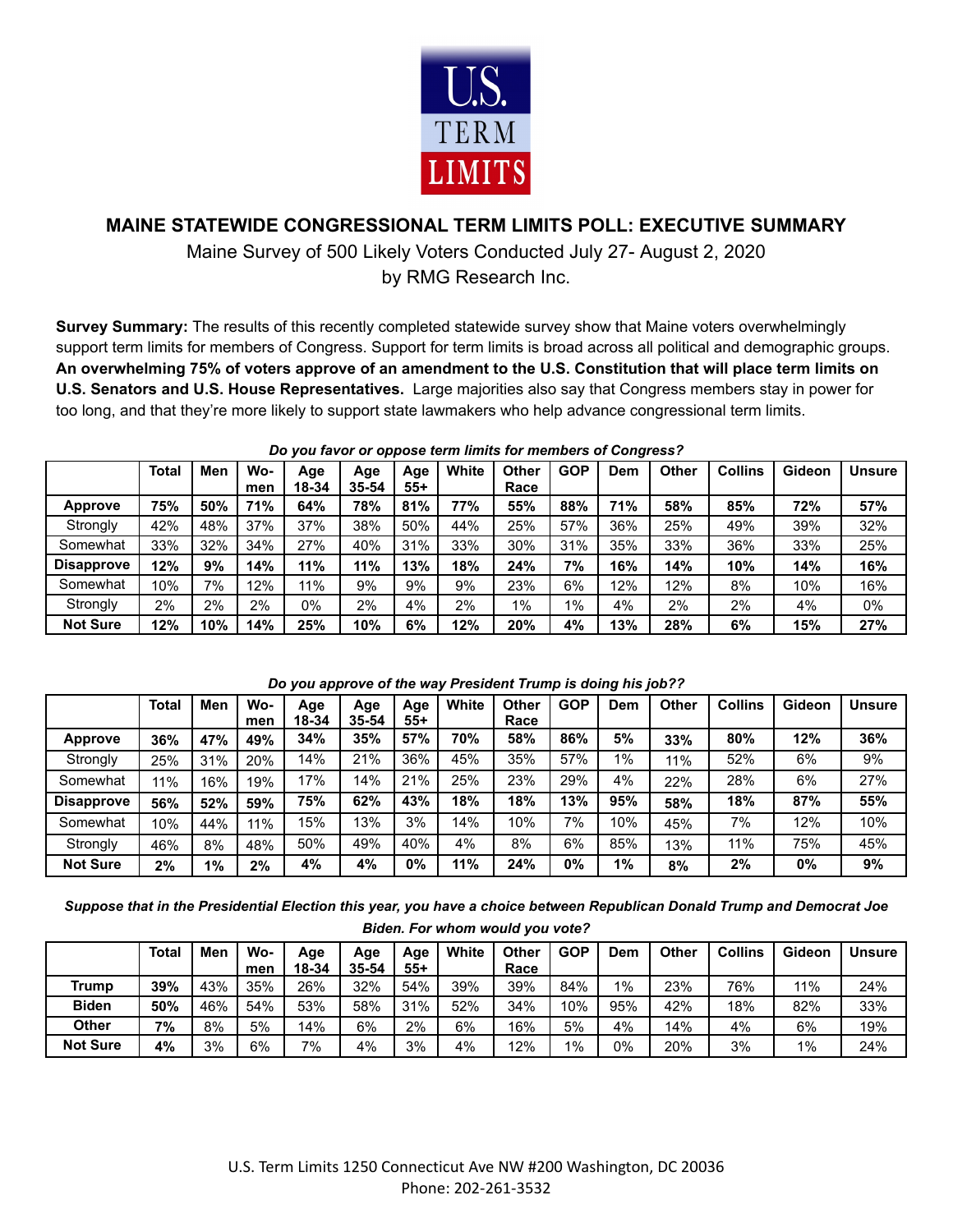# MAINE STATEWIDE CONGRESSIONAL TERM LIMITS POLL: EXECUTIVE SUMMARY

Maine Survey of 500 Likely Voters Conducted July 27- August 2, 2020
by RMG Research Inc.

**Survey Summary:** The results of this recently completed statewide survey show that Maine voters overwhelmingly support term limits for members of Congress. Support for term limits is broad across all political and demographic groups. **An overwhelming 75% of voters approve of an amendment to the U.S. Constitution that will place term limits on U.S. Senators and U.S. House Representatives.** Large majorities also say that Congress members stay in power for too long, and that they're more likely to support state lawmakers who help advance congressional term limits.

***Do you favor or oppose term limits for members of Congress?***

| | Total | Men | Wo-men | Age 18-34 | Age 35-54 | Age 55+ | White | Other Race | GOP | Dem | Other | Collins | Gideon | Unsure |
|---|---|---|---|---|---|---|---|---|---|---|---|---|---|---|
| **Approve** | **75%** | **50%** | **71%** | **64%** | **78%** | **81%** | **77%** | **55%** | **88%** | **71%** | **58%** | **85%** | **72%** | **57%** |
| Strongly | 42% | 48% | 37% | 37% | 38% | 50% | 44% | 25% | 57% | 36% | 25% | 49% | 39% | 32% |
| Somewhat | 33% | 32% | 34% | 27% | 40% | 31% | 33% | 30% | 31% | 35% | 33% | 36% | 33% | 25% |
| **Disapprove** | **12%** | **9%** | **14%** | **11%** | **11%** | **13%** | **18%** | **24%** | **7%** | **16%** | **14%** | **10%** | **14%** | **16%** |
| Somewhat | 10% | 7% | 12% | 11% | 9% | 9% | 9% | 23% | 6% | 12% | 12% | 8% | 10% | 16% |
| Strongly | 2% | 2% | 2% | 0% | 2% | 4% | 2% | 1% | 1% | 4% | 2% | 2% | 4% | 0% |
| **Not Sure** | **12%** | **10%** | **14%** | **25%** | **10%** | **6%** | **12%** | **20%** | **4%** | **13%** | **28%** | **6%** | **15%** | **27%** |

***Do you approve of the way President Trump is doing his job??***

| | Total | Men | Wo-men | Age 18-34 | Age 35-54 | Age 55+ | White | Other Race | GOP | Dem | Other | Collins | Gideon | Unsure |
|---|---|---|---|---|---|---|---|---|---|---|---|---|---|---|
| **Approve** | **36%** | **47%** | **49%** | **34%** | **35%** | **57%** | **70%** | **58%** | **86%** | **5%** | **33%** | **80%** | **12%** | **36%** |
| Strongly | 25% | 31% | 20% | 14% | 21% | 36% | 45% | 35% | 57% | 1% | 11% | 52% | 6% | 9% |
| Somewhat | 11% | 16% | 19% | 17% | 14% | 21% | 25% | 23% | 29% | 4% | 22% | 28% | 6% | 27% |
| **Disapprove** | **56%** | **52%** | **59%** | **75%** | **62%** | **43%** | **18%** | **18%** | **13%** | **95%** | **58%** | **18%** | **87%** | **55%** |
| Somewhat | 10% | 44% | 11% | 15% | 13% | 3% | 14% | 10% | 7% | 10% | 45% | 7% | 12% | 10% |
| Strongly | 46% | 8% | 48% | 50% | 49% | 40% | 4% | 8% | 6% | 85% | 13% | 11% | 75% | 45% |
| **Not Sure** | **2%** | **1%** | **2%** | **4%** | **4%** | **0%** | **11%** | **24%** | **0%** | **1%** | **8%** | **2%** | **0%** | **9%** |

***Suppose that in the Presidential Election this year, you have a choice between Republican Donald Trump and Democrat Joe Biden. For whom would you vote?***

| | Total | Men | Wo-men | Age 18-34 | Age 35-54 | Age 55+ | White | Other Race | GOP | Dem | Other | Collins | Gideon | Unsure |
|---|---|---|---|---|---|---|---|---|---|---|---|---|---|---|
| **Trump** | **39%** | 43% | 35% | 26% | 32% | 54% | 39% | 39% | 84% | 1% | 23% | 76% | 11% | 24% |
| **Biden** | **50%** | 46% | 54% | 53% | 58% | 31% | 52% | 34% | 10% | 95% | 42% | 18% | 82% | 33% |
| **Other** | **7%** | 8% | 5% | 14% | 6% | 2% | 6% | 16% | 5% | 4% | 14% | 4% | 6% | 19% |
| **Not Sure** | **4%** | 3% | 6% | 7% | 4% | 3% | 4% | 12% | 1% | 0% | 20% | 3% | 1% | 24% |

U.S. Term Limits 1250 Connecticut Ave NW #200 Washington, DC 20036
Phone: 202-261-3532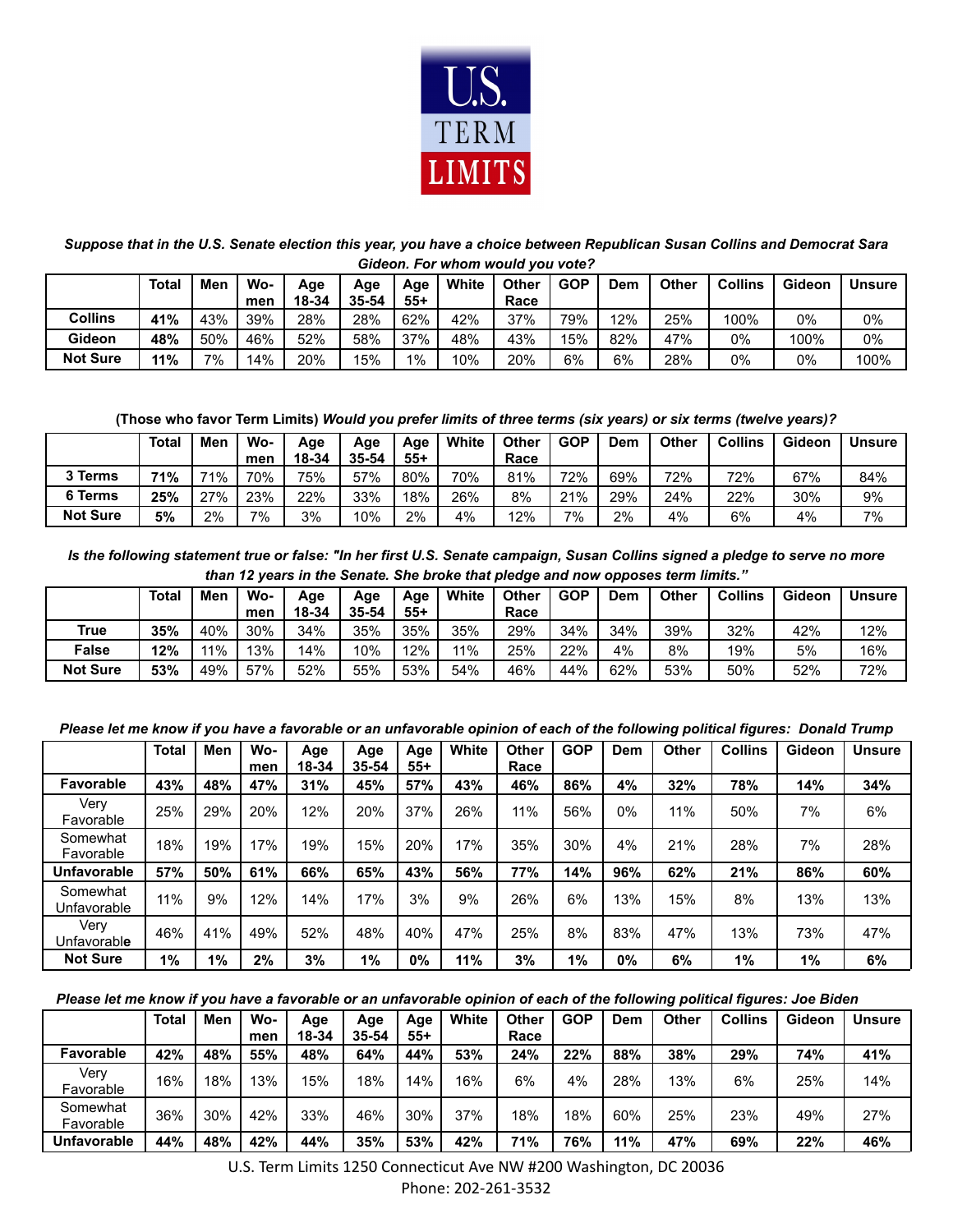*Suppose that in the U.S. Senate election this year, you have a choice between Republican Susan Collins and Democrat Sara Gideon. For whom would you vote?*

| | Total | Men | Wo-men | Age 18-34 | Age 35-54 | Age 55+ | White | Other Race | GOP | Dem | Other | Collins | Gideon | Unsure |
|---|---|---|---|---|---|---|---|---|---|---|---|---|---|---|
| **Collins** | **41%** | 43% | 39% | 28% | 28% | 62% | 42% | 37% | 79% | 12% | 25% | 100% | 0% | 0% |
| **Gideon** | **48%** | 50% | 46% | 52% | 58% | 37% | 48% | 43% | 15% | 82% | 47% | 0% | 100% | 0% |
| **Not Sure** | **11%** | 7% | 14% | 20% | 15% | 1% | 10% | 20% | 6% | 6% | 28% | 0% | 0% | 100% |

(Those who favor Term Limits) *Would you prefer limits of three terms (six years) or six terms (twelve years)?*

| | Total | Men | Wo-men | Age 18-34 | Age 35-54 | Age 55+ | White | Other Race | GOP | Dem | Other | Collins | Gideon | Unsure |
|---|---|---|---|---|---|---|---|---|---|---|---|---|---|---|
| **3 Terms** | **71%** | 71% | 70% | 75% | 57% | 80% | 70% | 81% | 72% | 69% | 72% | 72% | 67% | 84% |
| **6 Terms** | **25%** | 27% | 23% | 22% | 33% | 18% | 26% | 8% | 21% | 29% | 24% | 22% | 30% | 9% |
| **Not Sure** | **5%** | 2% | 7% | 3% | 10% | 2% | 4% | 12% | 7% | 2% | 4% | 6% | 4% | 7% |

*Is the following statement true or false: "In her first U.S. Senate campaign, Susan Collins signed a pledge to serve no more than 12 years in the Senate. She broke that pledge and now opposes term limits."*

| | Total | Men | Wo-men | Age 18-34 | Age 35-54 | Age 55+ | White | Other Race | GOP | Dem | Other | Collins | Gideon | Unsure |
|---|---|---|---|---|---|---|---|---|---|---|---|---|---|---|
| **True** | **35%** | 40% | 30% | 34% | 35% | 35% | 35% | 29% | 34% | 34% | 39% | 32% | 42% | 12% |
| **False** | **12%** | 11% | 13% | 14% | 10% | 12% | 11% | 25% | 22% | 4% | 8% | 19% | 5% | 16% |
| **Not Sure** | **53%** | 49% | 57% | 52% | 55% | 53% | 54% | 46% | 44% | 62% | 53% | 50% | 52% | 72% |

*Please let me know if you have a favorable or an unfavorable opinion of each of the following political figures: Donald Trump*

| | Total | Men | Wo-men | Age 18-34 | Age 35-54 | Age 55+ | White | Other Race | GOP | Dem | Other | Collins | Gideon | Unsure |
|---|---|---|---|---|---|---|---|---|---|---|---|---|---|---|
| **Favorable** | **43%** | **48%** | **47%** | **31%** | **45%** | **57%** | **43%** | **46%** | **86%** | **4%** | **32%** | **78%** | **14%** | **34%** |
| Very Favorable | 25% | 29% | 20% | 12% | 20% | 37% | 26% | 11% | 56% | 0% | 11% | 50% | 7% | 6% |
| Somewhat Favorable | 18% | 19% | 17% | 19% | 15% | 20% | 17% | 35% | 30% | 4% | 21% | 28% | 7% | 28% |
| **Unfavorable** | **57%** | **50%** | **61%** | **66%** | **65%** | **43%** | **56%** | **77%** | **14%** | **96%** | **62%** | **21%** | **86%** | **60%** |
| Somewhat Unfavorable | 11% | 9% | 12% | 14% | 17% | 3% | 9% | 26% | 6% | 13% | 15% | 8% | 13% | 13% |
| Very Unfavorable | 46% | 41% | 49% | 52% | 48% | 40% | 47% | 25% | 8% | 83% | 47% | 13% | 73% | 47% |
| **Not Sure** | **1%** | **1%** | **2%** | **3%** | **1%** | **0%** | **11%** | **3%** | **1%** | **0%** | **6%** | **1%** | **1%** | **6%** |

*Please let me know if you have a favorable or an unfavorable opinion of each of the following political figures: Joe Biden*

| | Total | Men | Wo-men | Age 18-34 | Age 35-54 | Age 55+ | White | Other Race | GOP | Dem | Other | Collins | Gideon | Unsure |
|---|---|---|---|---|---|---|---|---|---|---|---|---|---|---|
| **Favorable** | **42%** | **48%** | **55%** | **48%** | **64%** | **44%** | **53%** | **24%** | **22%** | **88%** | **38%** | **29%** | **74%** | **41%** |
| Very Favorable | 16% | 18% | 13% | 15% | 18% | 14% | 16% | 6% | 4% | 28% | 13% | 6% | 25% | 14% |
| Somewhat Favorable | 36% | 30% | 42% | 33% | 46% | 30% | 37% | 18% | 18% | 60% | 25% | 23% | 49% | 27% |
| **Unfavorable** | **44%** | **48%** | **42%** | **44%** | **35%** | **53%** | **42%** | **71%** | **76%** | **11%** | **47%** | **69%** | **22%** | **46%** |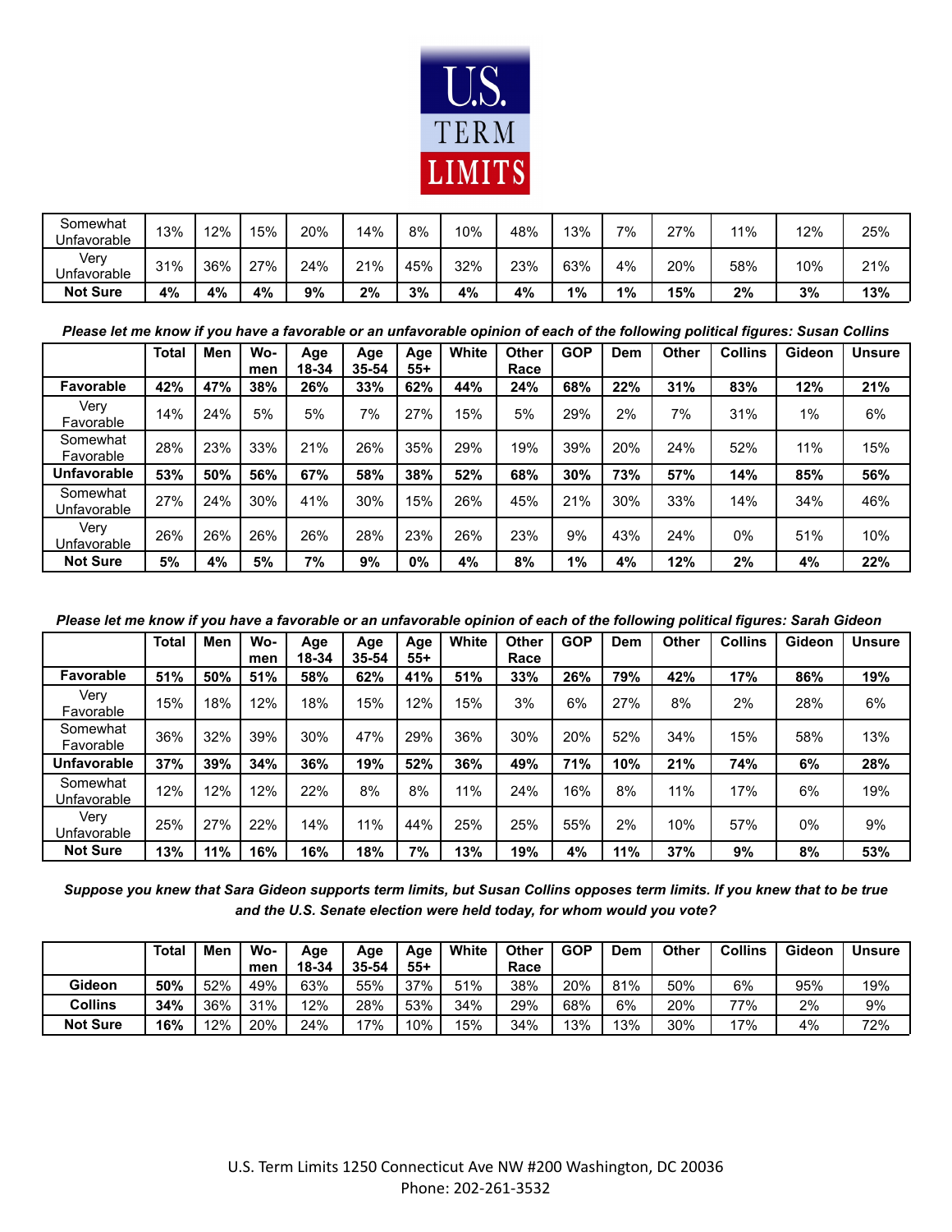| | | | | | | | | | | | | | |
|---|---|---|---|---|---|---|---|---|---|---|---|---|---|
| Somewhat Unfavorable | 13% | 12% | 15% | 20% | 14% | 8% | 10% | 48% | 13% | 7% | 27% | 11% | 12% | 25% |
| Very Unfavorable | 31% | 36% | 27% | 24% | 21% | 45% | 32% | 23% | 63% | 4% | 20% | 58% | 10% | 21% |
| **Not Sure** | **4%** | **4%** | **4%** | **9%** | **2%** | **3%** | **4%** | **4%** | **1%** | **1%** | **15%** | **2%** | **3%** | **13%** |

***Please let me know if you have a favorable or an unfavorable opinion of each of the following political figures: Susan Collins***

| | Total | Men | Wo-men | Age 18-34 | Age 35-54 | Age 55+ | White | Other Race | GOP | Dem | Other | Collins | Gideon | Unsure |
|---|---|---|---|---|---|---|---|---|---|---|---|---|---|---|
| **Favorable** | **42%** | **47%** | **38%** | **26%** | **33%** | **62%** | **44%** | **24%** | **68%** | **22%** | **31%** | **83%** | **12%** | **21%** |
| Very Favorable | 14% | 24% | 5% | 5% | 7% | 27% | 15% | 5% | 29% | 2% | 7% | 31% | 1% | 6% |
| Somewhat Favorable | 28% | 23% | 33% | 21% | 26% | 35% | 29% | 19% | 39% | 20% | 24% | 52% | 11% | 15% |
| **Unfavorable** | **53%** | **50%** | **56%** | **67%** | **58%** | **38%** | **52%** | **68%** | **30%** | **73%** | **57%** | **14%** | **85%** | **56%** |
| Somewhat Unfavorable | 27% | 24% | 30% | 41% | 30% | 15% | 26% | 45% | 21% | 30% | 33% | 14% | 34% | 46% |
| Very Unfavorable | 26% | 26% | 26% | 26% | 28% | 23% | 26% | 23% | 9% | 43% | 24% | 0% | 51% | 10% |
| **Not Sure** | **5%** | **4%** | **5%** | **7%** | **9%** | **0%** | **4%** | **8%** | **1%** | **4%** | **12%** | **2%** | **4%** | **22%** |

***Please let me know if you have a favorable or an unfavorable opinion of each of the following political figures: Sarah Gideon***

| | Total | Men | Wo-men | Age 18-34 | Age 35-54 | Age 55+ | White | Other Race | GOP | Dem | Other | Collins | Gideon | Unsure |
|---|---|---|---|---|---|---|---|---|---|---|---|---|---|---|
| **Favorable** | **51%** | **50%** | **51%** | **58%** | **62%** | **41%** | **51%** | **33%** | **26%** | **79%** | **42%** | **17%** | **86%** | **19%** |
| Very Favorable | 15% | 18% | 12% | 18% | 15% | 12% | 15% | 3% | 6% | 27% | 8% | 2% | 28% | 6% |
| Somewhat Favorable | 36% | 32% | 39% | 30% | 47% | 29% | 36% | 30% | 20% | 52% | 34% | 15% | 58% | 13% |
| **Unfavorable** | **37%** | **39%** | **34%** | **36%** | **19%** | **52%** | **36%** | **49%** | **71%** | **10%** | **21%** | **74%** | **6%** | **28%** |
| Somewhat Unfavorable | 12% | 12% | 12% | 22% | 8% | 8% | 11% | 24% | 16% | 8% | 11% | 17% | 6% | 19% |
| Very Unfavorable | 25% | 27% | 22% | 14% | 11% | 44% | 25% | 25% | 55% | 2% | 10% | 57% | 0% | 9% |
| **Not Sure** | **13%** | **11%** | **16%** | **16%** | **18%** | **7%** | **13%** | **19%** | **4%** | **11%** | **37%** | **9%** | **8%** | **53%** |

***Suppose you knew that Sara Gideon supports term limits, but Susan Collins opposes term limits. If you knew that to be true and the U.S. Senate election were held today, for whom would you vote?***

| | Total | Men | Wo-men | Age 18-34 | Age 35-54 | Age 55+ | White | Other Race | GOP | Dem | Other | Collins | Gideon | Unsure |
|---|---|---|---|---|---|---|---|---|---|---|---|---|---|---|
| **Gideon** | **50%** | 52% | 49% | 63% | 55% | 37% | 51% | 38% | 20% | 81% | 50% | 6% | 95% | 19% |
| **Collins** | **34%** | 36% | 31% | 12% | 28% | 53% | 34% | 29% | 68% | 6% | 20% | 77% | 2% | 9% |
| **Not Sure** | **16%** | 12% | 20% | 24% | 17% | 10% | 15% | 34% | 13% | 13% | 30% | 17% | 4% | 72% |

U.S. Term Limits 1250 Connecticut Ave NW #200 Washington, DC 20036
Phone: 202-261-3532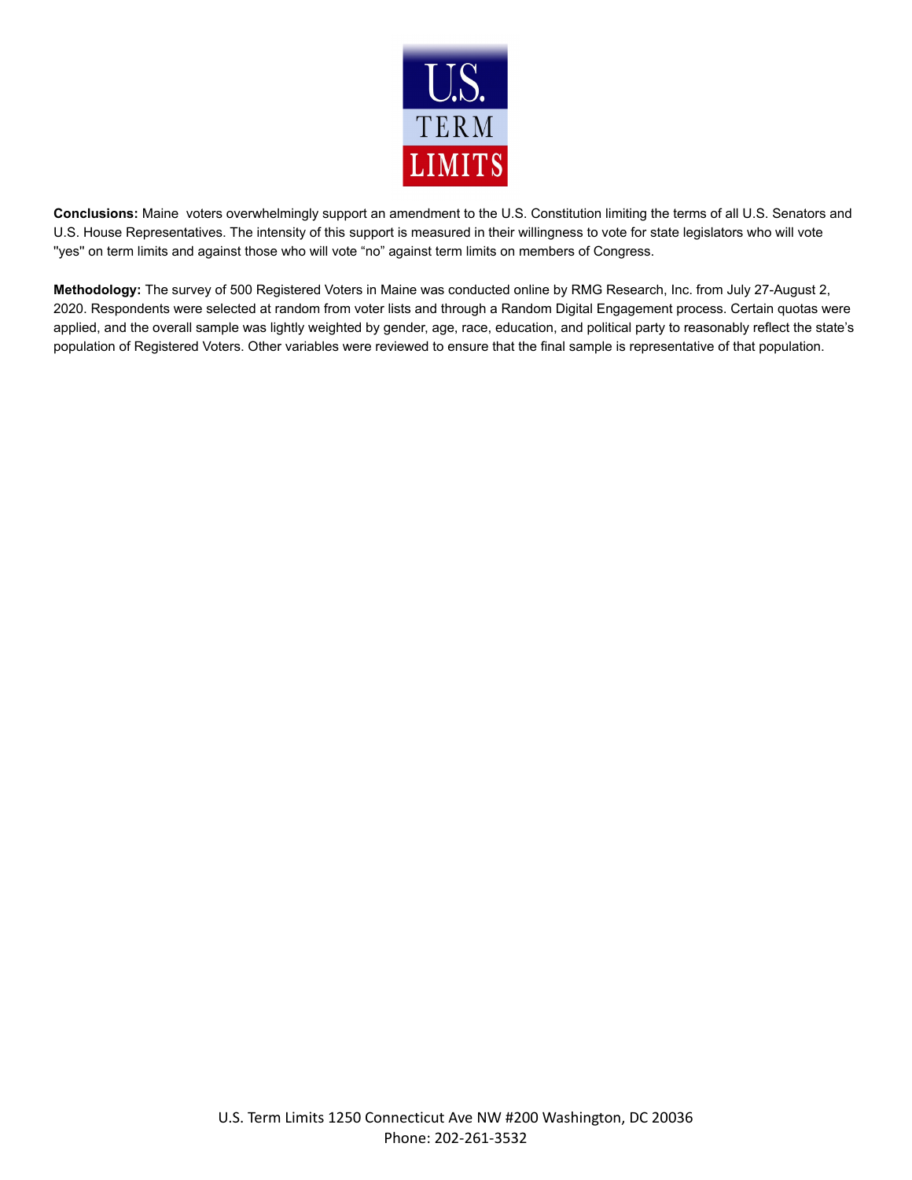**Conclusions:** Maine voters overwhelmingly support an amendment to the U.S. Constitution limiting the terms of all U.S. Senators and U.S. House Representatives. The intensity of this support is measured in their willingness to vote for state legislators who will vote "yes" on term limits and against those who will vote "no" against term limits on members of Congress.

**Methodology:** The survey of 500 Registered Voters in Maine was conducted online by RMG Research, Inc. from July 27-August 2, 2020. Respondents were selected at random from voter lists and through a Random Digital Engagement process. Certain quotas were applied, and the overall sample was lightly weighted by gender, age, race, education, and political party to reasonably reflect the state's population of Registered Voters. Other variables were reviewed to ensure that the final sample is representative of that population.

U.S. Term Limits 1250 Connecticut Ave NW #200 Washington, DC 20036
Phone: 202-261-3532